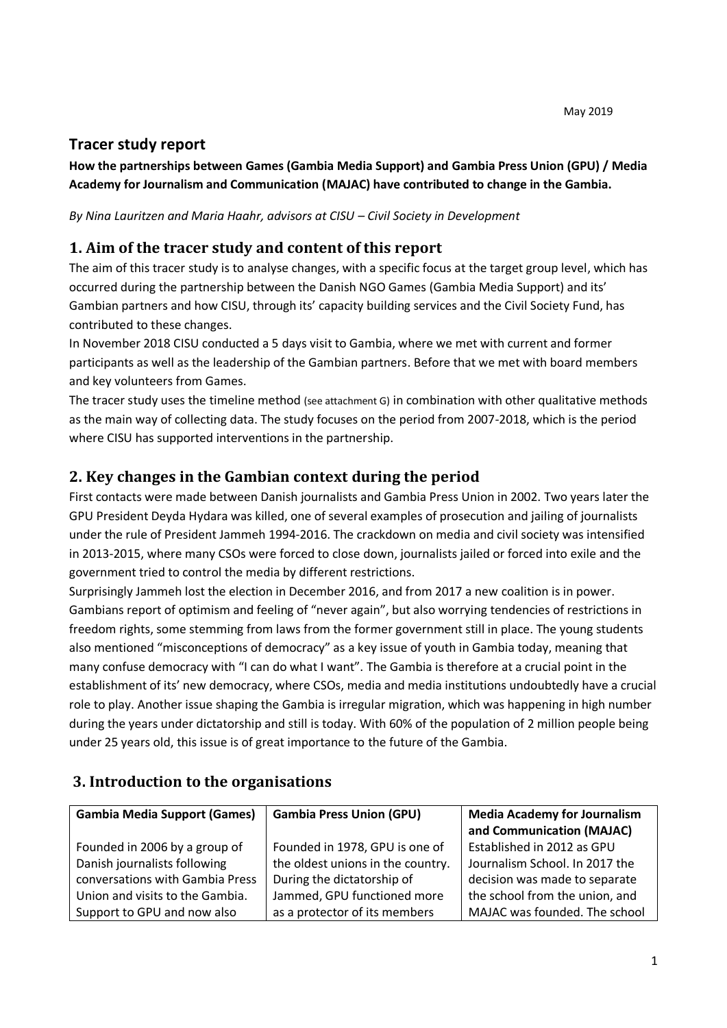May 2019

## Tracer study report

**How the partnerships between Games (Gambia Media Support) and Gambia Press Union (GPU) / Media Academy for Journalism and Communication (MAJAC) have contributed to change in the Gambia.**

*By Nina Lauritzen and Maria Haahr, advisors at CISU – Civil Society in Development*

## 1. Aim of the tracer study and content of this report

The aim of this tracer study is to analyse changes, with a specific focus at the target group level, which has occurred during the partnership between the Danish NGO Games (Gambia Media Support) and its' Gambian partners and how CISU, through its' capacity building services and the Civil Society Fund, has contributed to these changes.

In November 2018 CISU conducted a 5 days visit to Gambia, where we met with current and former participants as well as the leadership of the Gambian partners. Before that we met with board members and key volunteers from Games.

The tracer study uses the timeline method (see attachment G) in combination with other qualitative methods as the main way of collecting data. The study focuses on the period from 2007-2018, which is the period where CISU has supported interventions in the partnership.

## 2. Key changes in the Gambian context during the period

First contacts were made between Danish journalists and Gambia Press Union in 2002. Two years later the GPU President Deyda Hydara was killed, one of several examples of prosecution and jailing of journalists under the rule of President Jammeh 1994-2016. The crackdown on media and civil society was intensified in 2013-2015, where many CSOs were forced to close down, journalists jailed or forced into exile and the government tried to control the media by different restrictions.

Surprisingly Jammeh lost the election in December 2016, and from 2017 a new coalition is in power. Gambians report of optimism and feeling of "never again", but also worrying tendencies of restrictions in freedom rights, some stemming from laws from the former government still in place. The young students also mentioned "misconceptions of democracy" as a key issue of youth in Gambia today, meaning that many confuse democracy with "I can do what I want". The Gambia is therefore at a crucial point in the establishment of its' new democracy, where CSOs, media and media institutions undoubtedly have a crucial role to play. Another issue shaping the Gambia is irregular migration, which was happening in high number during the years under dictatorship and still is today. With 60% of the population of 2 million people being under 25 years old, this issue is of great importance to the future of the Gambia.

## 3. Introduction to the organisations

| Gambia Media Support (Games) | Gambia Press Union (GPU) | Media Academy for Journalism and Communication (MAJAC) |
|---|---|---|
| Founded in 2006 by a group of Danish journalists following conversations with Gambia Press Union and visits to the Gambia. Support to GPU and now also | Founded in 1978, GPU is one of the oldest unions in the country. During the dictatorship of Jammed, GPU functioned more as a protector of its members | Established in 2012 as GPU Journalism School. In 2017 the decision was made to separate the school from the union, and MAJAC was founded. The school |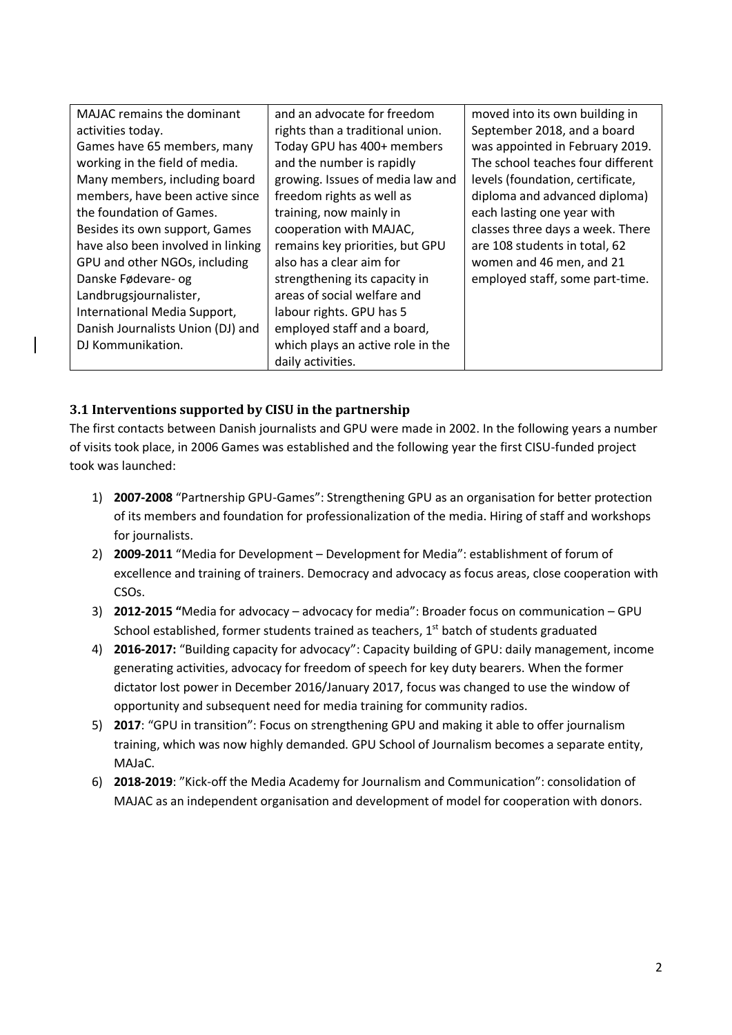| MAJAC remains the dominant activities today. Games have 65 members, many working in the field of media. Many members, including board members, have been active since the foundation of Games. Besides its own support, Games have also been involved in linking GPU and other NGOs, including Danske Fødevare- og Landbrugsjournalister, International Media Support, Danish Journalists Union (DJ) and DJ Kommunikation. | and an advocate for freedom rights than a traditional union. Today GPU has 400+ members and the number is rapidly growing. Issues of media law and freedom rights as well as training, now mainly in cooperation with MAJAC, remains key priorities, but GPU also has a clear aim for strengthening its capacity in areas of social welfare and labour rights. GPU has 5 employed staff and a board, which plays an active role in the daily activities. | moved into its own building in September 2018, and a board was appointed in February 2019. The school teaches four different levels (foundation, certificate, diploma and advanced diploma) each lasting one year with classes three days a week. There are 108 students in total, 62 women and 46 men, and 21 employed staff, some part-time. |
|---|---|---|

### 3.1 Interventions supported by CISU in the partnership

The first contacts between Danish journalists and GPU were made in 2002. In the following years a number of visits took place, in 2006 Games was established and the following year the first CISU-funded project took was launched:

1) **2007-2008** "Partnership GPU-Games": Strengthening GPU as an organisation for better protection of its members and foundation for professionalization of the media. Hiring of staff and workshops for journalists.
2) **2009-2011** "Media for Development – Development for Media": establishment of forum of excellence and training of trainers. Democracy and advocacy as focus areas, close cooperation with CSOs.
3) **2012-2015 "**Media for advocacy – advocacy for media": Broader focus on communication – GPU School established, former students trained as teachers, 1st batch of students graduated
4) **2016-2017:** "Building capacity for advocacy": Capacity building of GPU: daily management, income generating activities, advocacy for freedom of speech for key duty bearers. When the former dictator lost power in December 2016/January 2017, focus was changed to use the window of opportunity and subsequent need for media training for community radios.
5) **2017**: "GPU in transition": Focus on strengthening GPU and making it able to offer journalism training, which was now highly demanded. GPU School of Journalism becomes a separate entity, MAJaC.
6) **2018-2019**: "Kick-off the Media Academy for Journalism and Communication": consolidation of MAJAC as an independent organisation and development of model for cooperation with donors.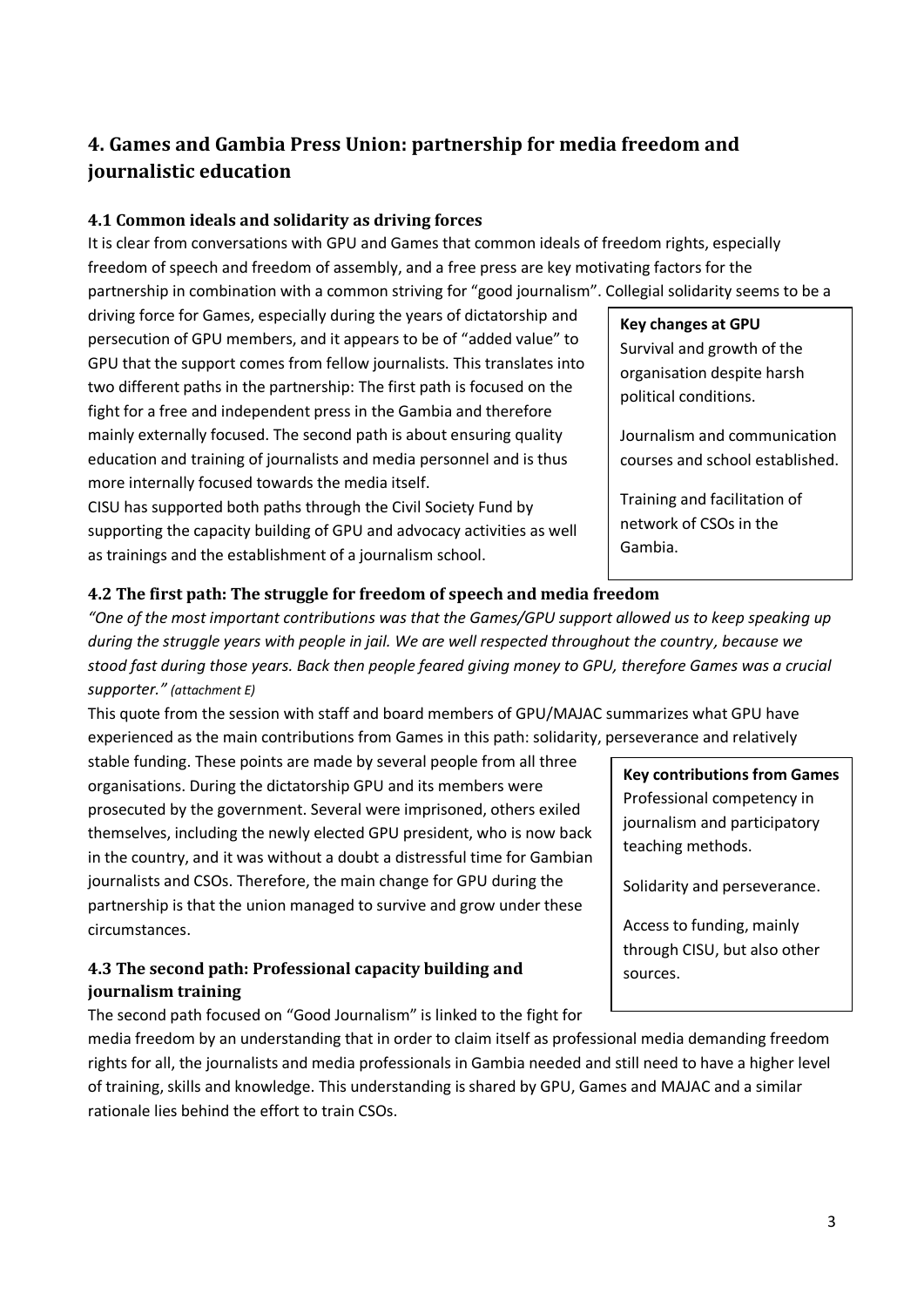## 4. Games and Gambia Press Union: partnership for media freedom and journalistic education

### 4.1 Common ideals and solidarity as driving forces

It is clear from conversations with GPU and Games that common ideals of freedom rights, especially freedom of speech and freedom of assembly, and a free press are key motivating factors for the partnership in combination with a common striving for "good journalism". Collegial solidarity seems to be a driving force for Games, especially during the years of dictatorship and persecution of GPU members, and it appears to be of "added value" to GPU that the support comes from fellow journalists. This translates into two different paths in the partnership: The first path is focused on the fight for a free and independent press in the Gambia and therefore mainly externally focused. The second path is about ensuring quality education and training of journalists and media personnel and is thus more internally focused towards the media itself.

CISU has supported both paths through the Civil Society Fund by supporting the capacity building of GPU and advocacy activities as well as trainings and the establishment of a journalism school.

> **Key changes at GPU**
>
> Survival and growth of the organisation despite harsh political conditions.
>
> Journalism and communication courses and school established.
>
> Training and facilitation of network of CSOs in the Gambia.

### 4.2 The first path: The struggle for freedom of speech and media freedom

*"One of the most important contributions was that the Games/GPU support allowed us to keep speaking up during the struggle years with people in jail. We are well respected throughout the country, because we stood fast during those years. Back then people feared giving money to GPU, therefore Games was a crucial supporter." (attachment E)*

This quote from the session with staff and board members of GPU/MAJAC summarizes what GPU have experienced as the main contributions from Games in this path: solidarity, perseverance and relatively stable funding. These points are made by several people from all three organisations. During the dictatorship GPU and its members were prosecuted by the government. Several were imprisoned, others exiled themselves, including the newly elected GPU president, who is now back in the country, and it was without a doubt a distressful time for Gambian journalists and CSOs. Therefore, the main change for GPU during the partnership is that the union managed to survive and grow under these circumstances.

> **Key contributions from Games**
>
> Professional competency in journalism and participatory teaching methods.
>
> Solidarity and perseverance.
>
> Access to funding, mainly through CISU, but also other sources.

### 4.3 The second path: Professional capacity building and journalism training

The second path focused on "Good Journalism" is linked to the fight for media freedom by an understanding that in order to claim itself as professional media demanding freedom rights for all, the journalists and media professionals in Gambia needed and still need to have a higher level of training, skills and knowledge. This understanding is shared by GPU, Games and MAJAC and a similar rationale lies behind the effort to train CSOs.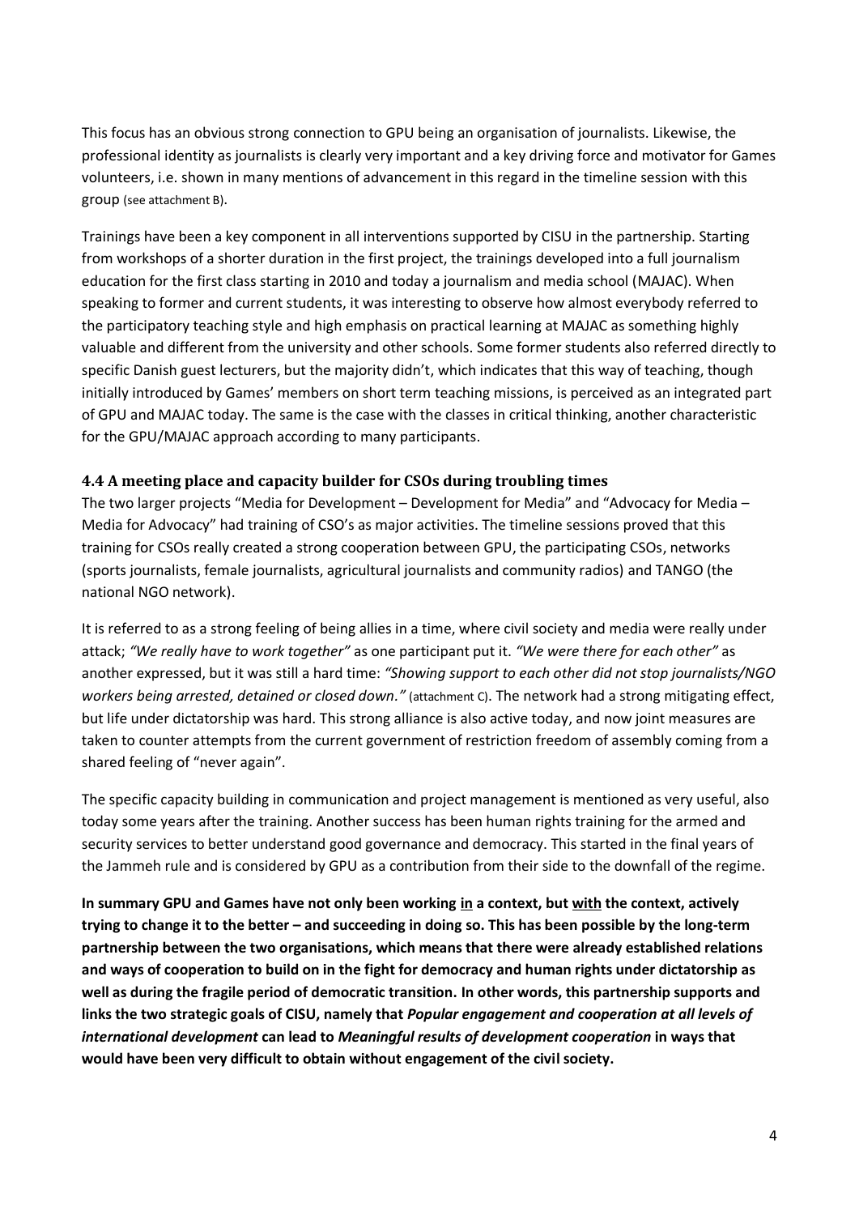This focus has an obvious strong connection to GPU being an organisation of journalists. Likewise, the professional identity as journalists is clearly very important and a key driving force and motivator for Games volunteers, i.e. shown in many mentions of advancement in this regard in the timeline session with this group (see attachment B).

Trainings have been a key component in all interventions supported by CISU in the partnership. Starting from workshops of a shorter duration in the first project, the trainings developed into a full journalism education for the first class starting in 2010 and today a journalism and media school (MAJAC). When speaking to former and current students, it was interesting to observe how almost everybody referred to the participatory teaching style and high emphasis on practical learning at MAJAC as something highly valuable and different from the university and other schools. Some former students also referred directly to specific Danish guest lecturers, but the majority didn't, which indicates that this way of teaching, though initially introduced by Games' members on short term teaching missions, is perceived as an integrated part of GPU and MAJAC today. The same is the case with the classes in critical thinking, another characteristic for the GPU/MAJAC approach according to many participants.

### 4.4 A meeting place and capacity builder for CSOs during troubling times

The two larger projects "Media for Development – Development for Media" and "Advocacy for Media – Media for Advocacy" had training of CSO's as major activities. The timeline sessions proved that this training for CSOs really created a strong cooperation between GPU, the participating CSOs, networks (sports journalists, female journalists, agricultural journalists and community radios) and TANGO (the national NGO network).

It is referred to as a strong feeling of being allies in a time, where civil society and media were really under attack; *"We really have to work together"* as one participant put it. *"We were there for each other"* as another expressed, but it was still a hard time: *"Showing support to each other did not stop journalists/NGO workers being arrested, detained or closed down."* (attachment C). The network had a strong mitigating effect, but life under dictatorship was hard. This strong alliance is also active today, and now joint measures are taken to counter attempts from the current government of restriction freedom of assembly coming from a shared feeling of "never again".

The specific capacity building in communication and project management is mentioned as very useful, also today some years after the training. Another success has been human rights training for the armed and security services to better understand good governance and democracy. This started in the final years of the Jammeh rule and is considered by GPU as a contribution from their side to the downfall of the regime.

**In summary GPU and Games have not only been working <u>in</u> a context, but <u>with</u> the context, actively trying to change it to the better – and succeeding in doing so. This has been possible by the long-term partnership between the two organisations, which means that there were already established relations and ways of cooperation to build on in the fight for democracy and human rights under dictatorship as well as during the fragile period of democratic transition. In other words, this partnership supports and links the two strategic goals of CISU, namely that *Popular engagement and cooperation at all levels of international development* can lead to *Meaningful results of development cooperation* in ways that would have been very difficult to obtain without engagement of the civil society.**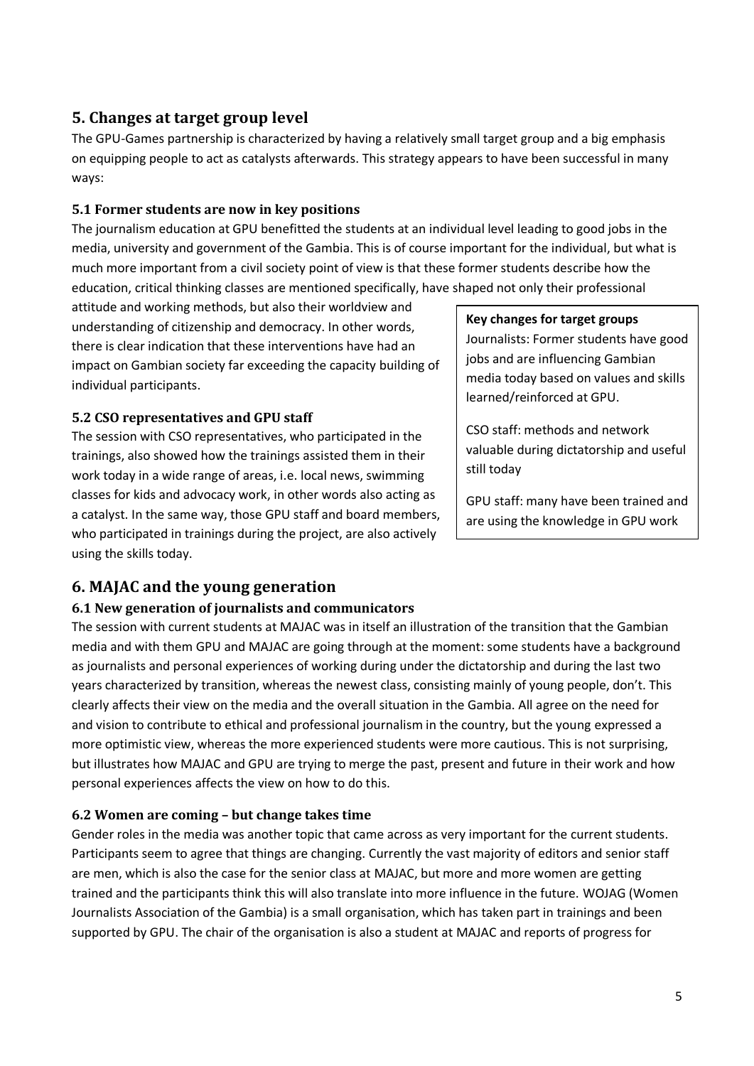## 5. Changes at target group level

The GPU-Games partnership is characterized by having a relatively small target group and a big emphasis on equipping people to act as catalysts afterwards. This strategy appears to have been successful in many ways:

### 5.1 Former students are now in key positions

The journalism education at GPU benefitted the students at an individual level leading to good jobs in the media, university and government of the Gambia. This is of course important for the individual, but what is much more important from a civil society point of view is that these former students describe how the education, critical thinking classes are mentioned specifically, have shaped not only their professional attitude and working methods, but also their worldview and understanding of citizenship and democracy. In other words, there is clear indication that these interventions have had an impact on Gambian society far exceeding the capacity building of individual participants.

### 5.2 CSO representatives and GPU staff

The session with CSO representatives, who participated in the trainings, also showed how the trainings assisted them in their work today in a wide range of areas, i.e. local news, swimming classes for kids and advocacy work, in other words also acting as a catalyst. In the same way, those GPU staff and board members, who participated in trainings during the project, are also actively using the skills today.

> **Key changes for target groups**
>
> Journalists: Former students have good jobs and are influencing Gambian media today based on values and skills learned/reinforced at GPU.
>
> CSO staff: methods and network valuable during dictatorship and useful still today
>
> GPU staff: many have been trained and are using the knowledge in GPU work

## 6. MAJAC and the young generation

### 6.1 New generation of journalists and communicators

The session with current students at MAJAC was in itself an illustration of the transition that the Gambian media and with them GPU and MAJAC are going through at the moment: some students have a background as journalists and personal experiences of working during under the dictatorship and during the last two years characterized by transition, whereas the newest class, consisting mainly of young people, don't. This clearly affects their view on the media and the overall situation in the Gambia. All agree on the need for and vision to contribute to ethical and professional journalism in the country, but the young expressed a more optimistic view, whereas the more experienced students were more cautious. This is not surprising, but illustrates how MAJAC and GPU are trying to merge the past, present and future in their work and how personal experiences affects the view on how to do this.

### 6.2 Women are coming – but change takes time

Gender roles in the media was another topic that came across as very important for the current students. Participants seem to agree that things are changing. Currently the vast majority of editors and senior staff are men, which is also the case for the senior class at MAJAC, but more and more women are getting trained and the participants think this will also translate into more influence in the future. WOJAG (Women Journalists Association of the Gambia) is a small organisation, which has taken part in trainings and been supported by GPU. The chair of the organisation is also a student at MAJAC and reports of progress for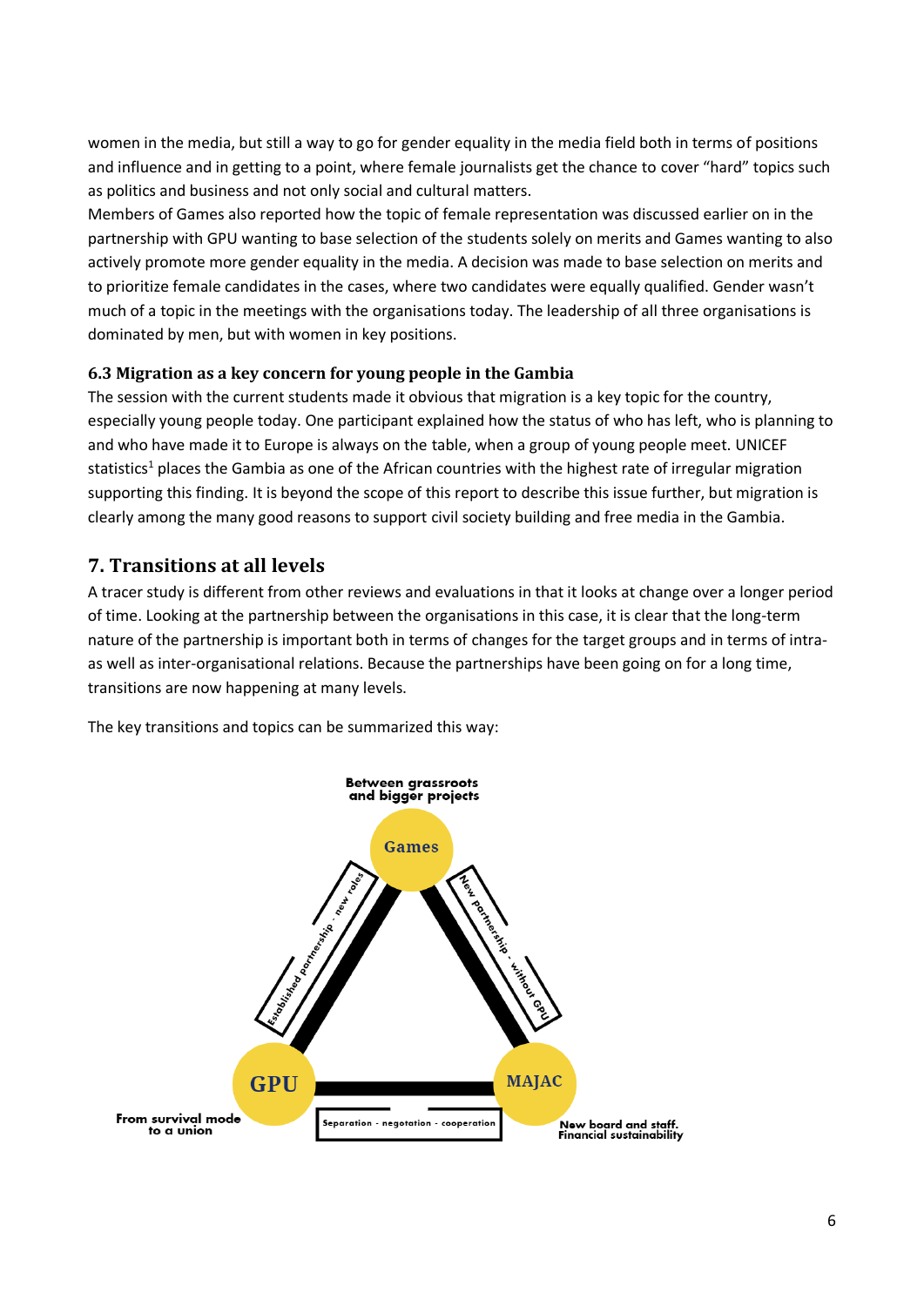women in the media, but still a way to go for gender equality in the media field both in terms of positions and influence and in getting to a point, where female journalists get the chance to cover "hard" topics such as politics and business and not only social and cultural matters.
Members of Games also reported how the topic of female representation was discussed earlier on in the partnership with GPU wanting to base selection of the students solely on merits and Games wanting to also actively promote more gender equality in the media. A decision was made to base selection on merits and to prioritize female candidates in the cases, where two candidates were equally qualified. Gender wasn't much of a topic in the meetings with the organisations today. The leadership of all three organisations is dominated by men, but with women in key positions.

### 6.3 Migration as a key concern for young people in the Gambia

The session with the current students made it obvious that migration is a key topic for the country, especially young people today. One participant explained how the status of who has left, who is planning to and who have made it to Europe is always on the table, when a group of young people meet. UNICEF statistics[1] places the Gambia as one of the African countries with the highest rate of irregular migration supporting this finding. It is beyond the scope of this report to describe this issue further, but migration is clearly among the many good reasons to support civil society building and free media in the Gambia.

## 7. Transitions at all levels

A tracer study is different from other reviews and evaluations in that it looks at change over a longer period of time. Looking at the partnership between the organisations in this case, it is clear that the long-term nature of the partnership is important both in terms of changes for the target groups and in terms of intra- as well as inter-organisational relations. Because the partnerships have been going on for a long time, transitions are now happening at many levels.

The key transitions and topics can be summarized this way:

**Between grassroots and bigger projects**

**Games**

Established partnership - new roles

New partnership - without GPU

**GPU**

**From survival mode to a union**

Separation - negotiation - cooperation

**MAJAC**

**New board and staff. Financial sustainability**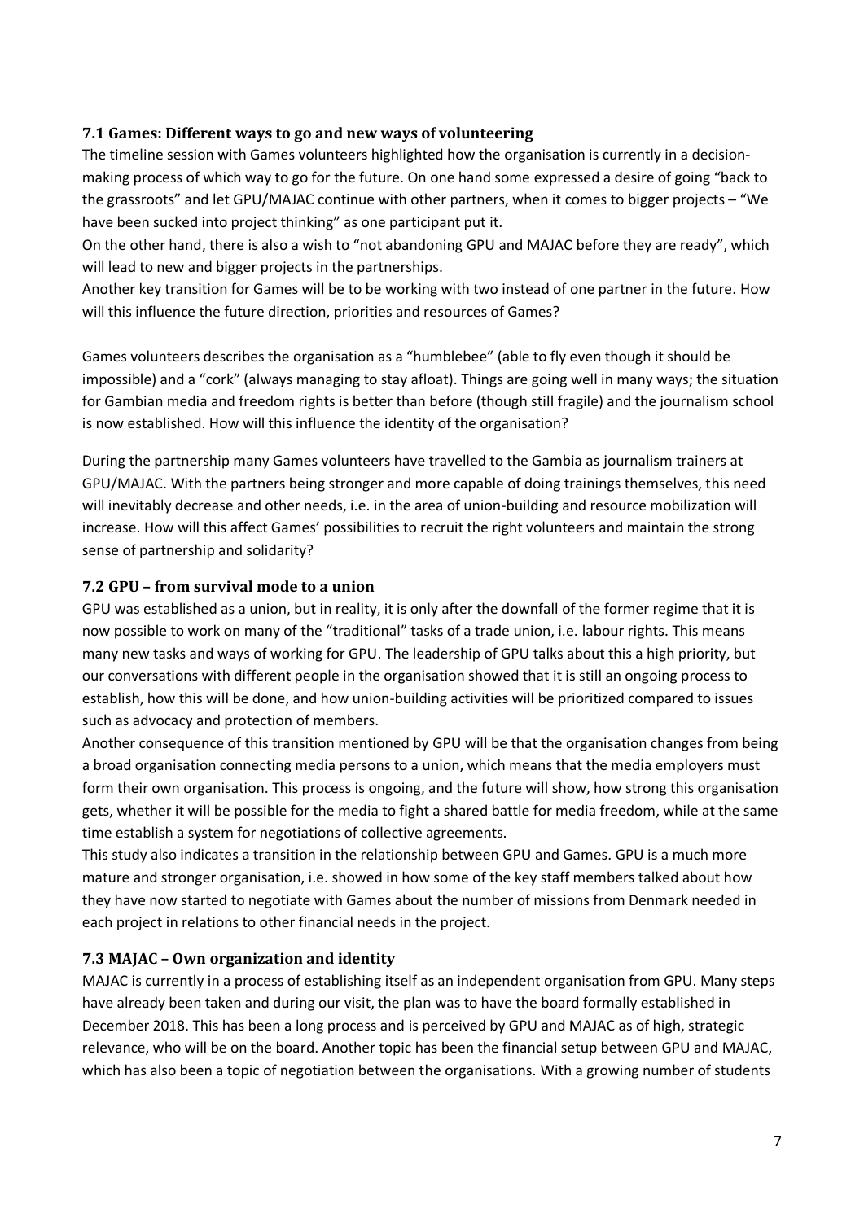### 7.1 Games: Different ways to go and new ways of volunteering

The timeline session with Games volunteers highlighted how the organisation is currently in a decision-making process of which way to go for the future. On one hand some expressed a desire of going "back to the grassroots" and let GPU/MAJAC continue with other partners, when it comes to bigger projects – "We have been sucked into project thinking" as one participant put it.

On the other hand, there is also a wish to "not abandoning GPU and MAJAC before they are ready", which will lead to new and bigger projects in the partnerships.

Another key transition for Games will be to be working with two instead of one partner in the future. How will this influence the future direction, priorities and resources of Games?

Games volunteers describes the organisation as a "humblebee" (able to fly even though it should be impossible) and a "cork" (always managing to stay afloat). Things are going well in many ways; the situation for Gambian media and freedom rights is better than before (though still fragile) and the journalism school is now established. How will this influence the identity of the organisation?

During the partnership many Games volunteers have travelled to the Gambia as journalism trainers at GPU/MAJAC. With the partners being stronger and more capable of doing trainings themselves, this need will inevitably decrease and other needs, i.e. in the area of union-building and resource mobilization will increase. How will this affect Games' possibilities to recruit the right volunteers and maintain the strong sense of partnership and solidarity?

### 7.2 GPU – from survival mode to a union

GPU was established as a union, but in reality, it is only after the downfall of the former regime that it is now possible to work on many of the "traditional" tasks of a trade union, i.e. labour rights. This means many new tasks and ways of working for GPU. The leadership of GPU talks about this a high priority, but our conversations with different people in the organisation showed that it is still an ongoing process to establish, how this will be done, and how union-building activities will be prioritized compared to issues such as advocacy and protection of members.

Another consequence of this transition mentioned by GPU will be that the organisation changes from being a broad organisation connecting media persons to a union, which means that the media employers must form their own organisation. This process is ongoing, and the future will show, how strong this organisation gets, whether it will be possible for the media to fight a shared battle for media freedom, while at the same time establish a system for negotiations of collective agreements.

This study also indicates a transition in the relationship between GPU and Games. GPU is a much more mature and stronger organisation, i.e. showed in how some of the key staff members talked about how they have now started to negotiate with Games about the number of missions from Denmark needed in each project in relations to other financial needs in the project.

### 7.3 MAJAC – Own organization and identity

MAJAC is currently in a process of establishing itself as an independent organisation from GPU. Many steps have already been taken and during our visit, the plan was to have the board formally established in December 2018. This has been a long process and is perceived by GPU and MAJAC as of high, strategic relevance, who will be on the board. Another topic has been the financial setup between GPU and MAJAC, which has also been a topic of negotiation between the organisations. With a growing number of students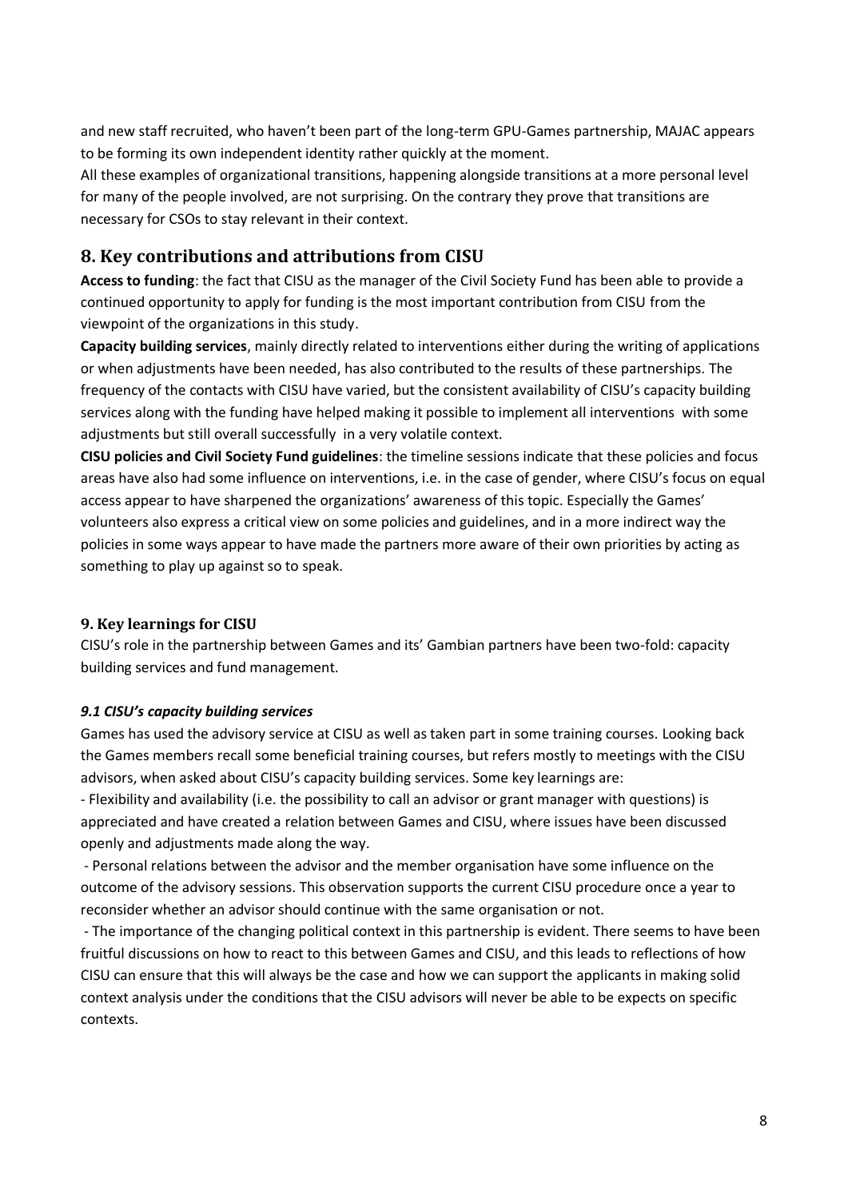and new staff recruited, who haven't been part of the long-term GPU-Games partnership, MAJAC appears to be forming its own independent identity rather quickly at the moment.

All these examples of organizational transitions, happening alongside transitions at a more personal level for many of the people involved, are not surprising. On the contrary they prove that transitions are necessary for CSOs to stay relevant in their context.

## 8. Key contributions and attributions from CISU

**Access to funding**: the fact that CISU as the manager of the Civil Society Fund has been able to provide a continued opportunity to apply for funding is the most important contribution from CISU from the viewpoint of the organizations in this study.

**Capacity building services**, mainly directly related to interventions either during the writing of applications or when adjustments have been needed, has also contributed to the results of these partnerships. The frequency of the contacts with CISU have varied, but the consistent availability of CISU's capacity building services along with the funding have helped making it possible to implement all interventions with some adjustments but still overall successfully in a very volatile context.

**CISU policies and Civil Society Fund guidelines**: the timeline sessions indicate that these policies and focus areas have also had some influence on interventions, i.e. in the case of gender, where CISU's focus on equal access appear to have sharpened the organizations' awareness of this topic. Especially the Games' volunteers also express a critical view on some policies and guidelines, and in a more indirect way the policies in some ways appear to have made the partners more aware of their own priorities by acting as something to play up against so to speak.

### 9. Key learnings for CISU

CISU's role in the partnership between Games and its' Gambian partners have been two-fold: capacity building services and fund management.

#### *9.1 CISU's capacity building services*

Games has used the advisory service at CISU as well as taken part in some training courses. Looking back the Games members recall some beneficial training courses, but refers mostly to meetings with the CISU advisors, when asked about CISU's capacity building services. Some key learnings are:

- Flexibility and availability (i.e. the possibility to call an advisor or grant manager with questions) is appreciated and have created a relation between Games and CISU, where issues have been discussed openly and adjustments made along the way.
- Personal relations between the advisor and the member organisation have some influence on the outcome of the advisory sessions. This observation supports the current CISU procedure once a year to reconsider whether an advisor should continue with the same organisation or not.
- The importance of the changing political context in this partnership is evident. There seems to have been fruitful discussions on how to react to this between Games and CISU, and this leads to reflections of how CISU can ensure that this will always be the case and how we can support the applicants in making solid context analysis under the conditions that the CISU advisors will never be able to be expects on specific contexts.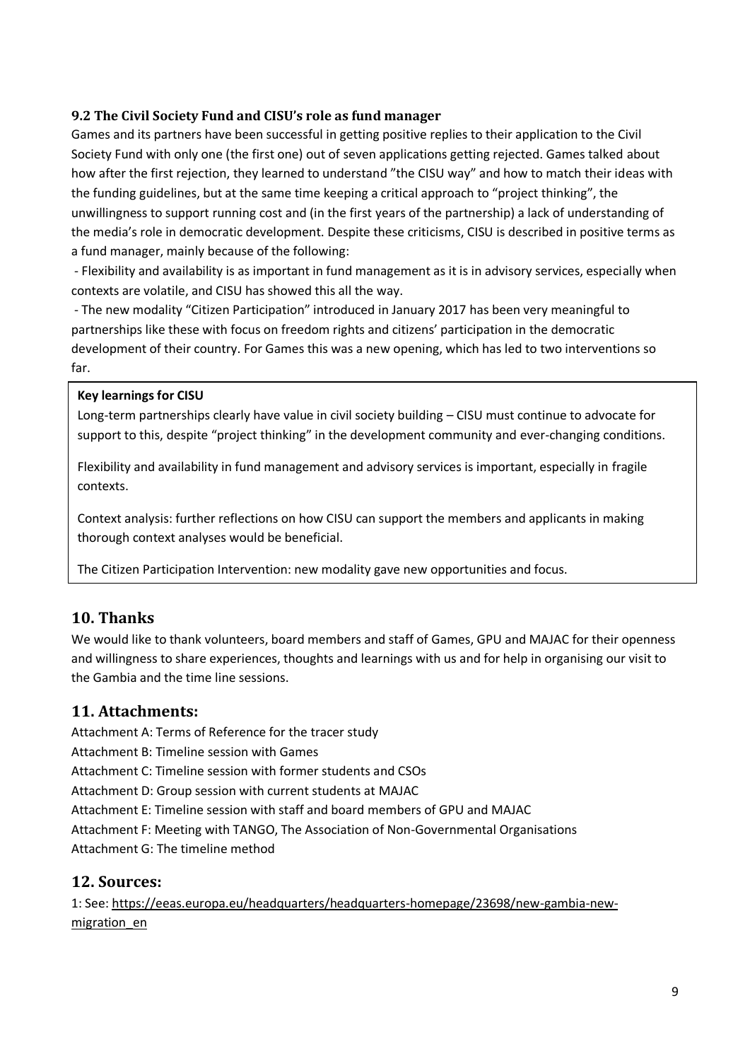### 9.2 The Civil Society Fund and CISU's role as fund manager

Games and its partners have been successful in getting positive replies to their application to the Civil Society Fund with only one (the first one) out of seven applications getting rejected. Games talked about how after the first rejection, they learned to understand "the CISU way" and how to match their ideas with the funding guidelines, but at the same time keeping a critical approach to "project thinking", the unwillingness to support running cost and (in the first years of the partnership) a lack of understanding of the media's role in democratic development. Despite these criticisms, CISU is described in positive terms as a fund manager, mainly because of the following:

- Flexibility and availability is as important in fund management as it is in advisory services, especially when contexts are volatile, and CISU has showed this all the way.
- The new modality "Citizen Participation" introduced in January 2017 has been very meaningful to partnerships like these with focus on freedom rights and citizens' participation in the democratic development of their country. For Games this was a new opening, which has led to two interventions so far.

**Key learnings for CISU**

Long-term partnerships clearly have value in civil society building – CISU must continue to advocate for support to this, despite "project thinking" in the development community and ever-changing conditions.

Flexibility and availability in fund management and advisory services is important, especially in fragile contexts.

Context analysis: further reflections on how CISU can support the members and applicants in making thorough context analyses would be beneficial.

The Citizen Participation Intervention: new modality gave new opportunities and focus.

## 10. Thanks

We would like to thank volunteers, board members and staff of Games, GPU and MAJAC for their openness and willingness to share experiences, thoughts and learnings with us and for help in organising our visit to the Gambia and the time line sessions.

## 11. Attachments:

Attachment A: Terms of Reference for the tracer study
Attachment B: Timeline session with Games
Attachment C: Timeline session with former students and CSOs
Attachment D: Group session with current students at MAJAC
Attachment E: Timeline session with staff and board members of GPU and MAJAC
Attachment F: Meeting with TANGO, The Association of Non-Governmental Organisations
Attachment G: The timeline method

## 12. Sources:

1: See: https://eeas.europa.eu/headquarters/headquarters-homepage/23698/new-gambia-new-migration_en